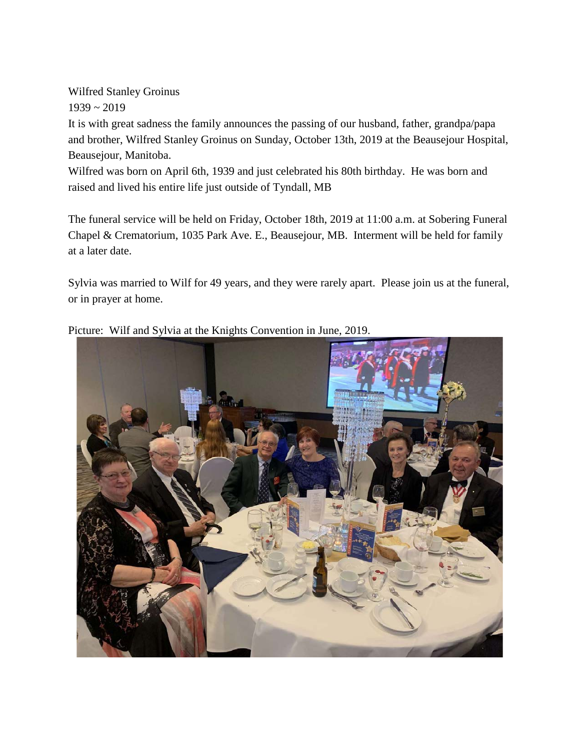Wilfred Stanley Groinus

1939 ~ 2019

It is with great sadness the family announces the passing of our husband, father, grandpa/papa and brother, Wilfred Stanley Groinus on Sunday, October 13th, 2019 at the Beausejour Hospital, Beausejour, Manitoba.

Wilfred was born on April 6th, 1939 and just celebrated his 80th birthday. He was born and raised and lived his entire life just outside of Tyndall, MB

The funeral service will be held on Friday, October 18th, 2019 at 11:00 a.m. at Sobering Funeral Chapel & Crematorium, 1035 Park Ave. E., Beausejour, MB. Interment will be held for family at a later date.

Sylvia was married to Wilf for 49 years, and they were rarely apart. Please join us at the funeral, or in prayer at home.

Picture: Wilf and Sylvia at the Knights Convention in June, 2019.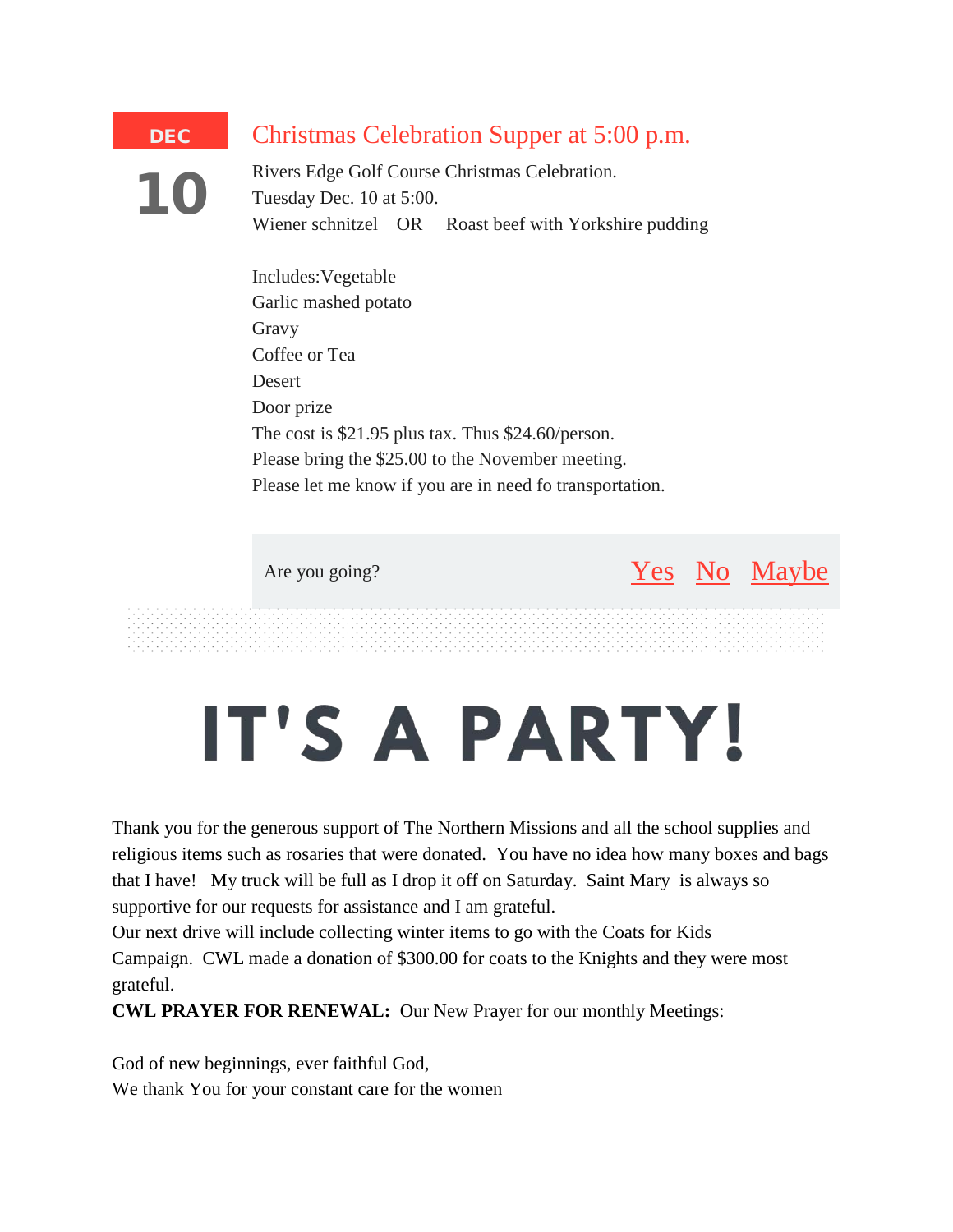DEC

10

## Christmas Celebration Supper at 5:00 p.m.

Rivers Edge Golf Course Christmas Celebration.
Tuesday Dec. 10 at 5:00.
Wiener schnitzel OR Roast beef with Yorkshire pudding

Includes:Vegetable
Garlic mashed potato
Gravy
Coffee or Tea
Desert
Door prize
The cost is $21.95 plus tax. Thus $24.60/person.
Please bring the $25.00 to the November meeting.
Please let me know if you are in need fo transportation.

Are you going? Yes No Maybe

# IT'S A PARTY!

Thank you for the generous support of The Northern Missions and all the school supplies and religious items such as rosaries that were donated. You have no idea how many boxes and bags that I have! My truck will be full as I drop it off on Saturday. Saint Mary is always so supportive for our requests for assistance and I am grateful.
Our next drive will include collecting winter items to go with the Coats for Kids Campaign. CWL made a donation of $300.00 for coats to the Knights and they were most grateful.
**CWL PRAYER FOR RENEWAL:** Our New Prayer for our monthly Meetings:

God of new beginnings, ever faithful God,
We thank You for your constant care for the women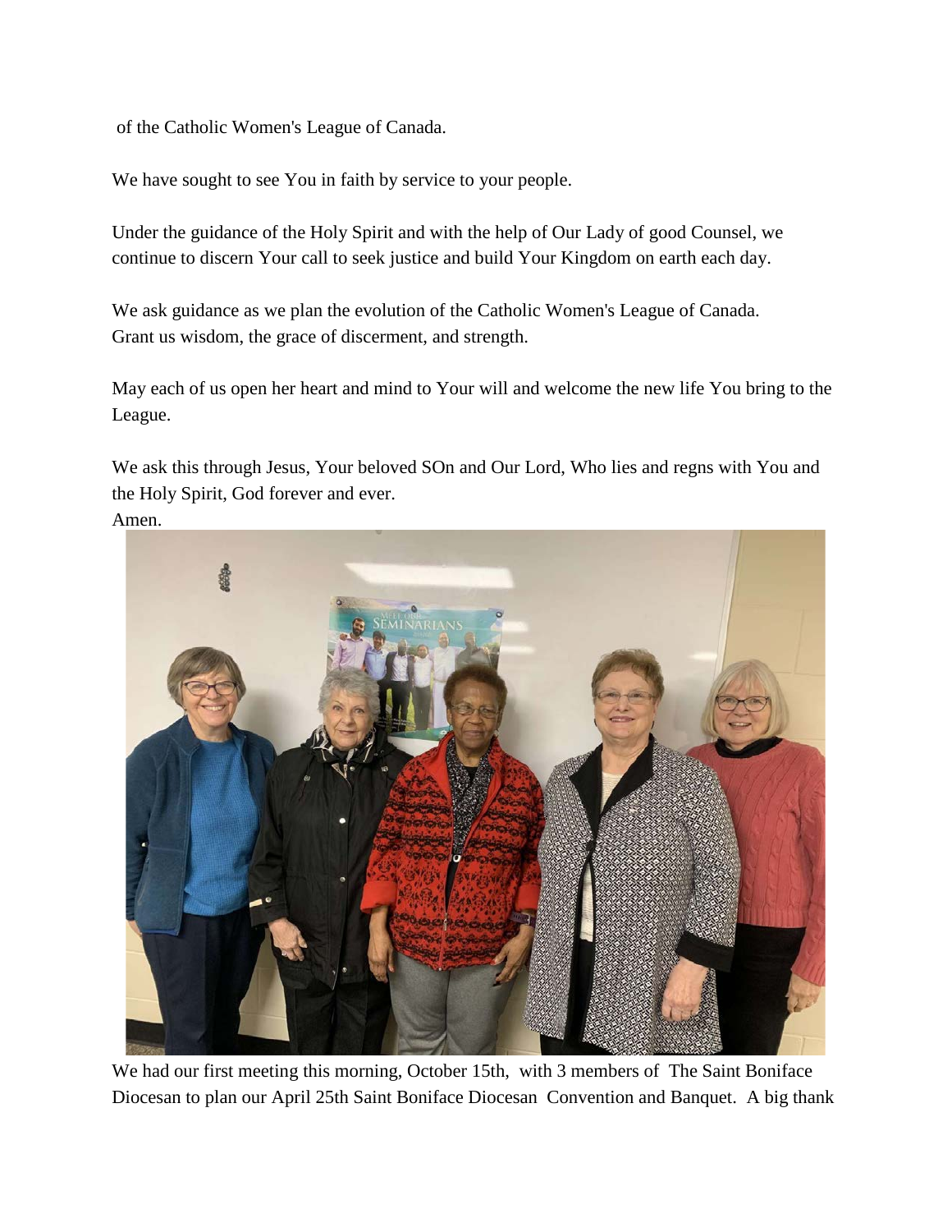of the Catholic Women's League of Canada.

We have sought to see You in faith by service to your people.

Under the guidance of the Holy Spirit and with the help of Our Lady of good Counsel, we continue to discern Your call to seek justice and build Your Kingdom on earth each day.

We ask guidance as we plan the evolution of the Catholic Women's League of Canada. Grant us wisdom, the grace of disc erment, and strength.

May each of us open her heart and mind to Your will and welcome the new life You bring to the League.

We ask this through Jesus, Your beloved SOn and Our Lord, Who lies and regns with You and the Holy Spirit, God forever and ever.
Amen.

We had our first meeting this morning, October 15th, with 3 members of The Saint Boniface Diocesan to plan our April 25th Saint Boniface Diocesan Convention and Banquet. A big thank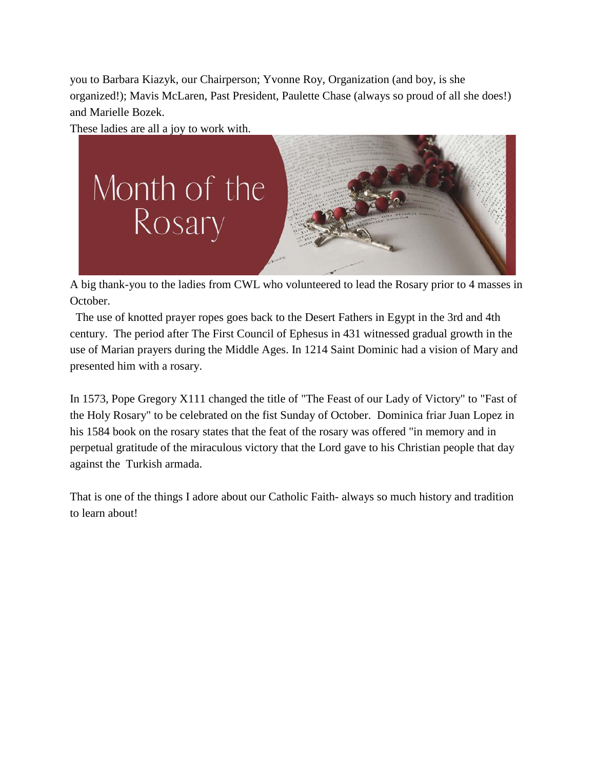you to Barbara Kiazyk, our Chairperson; Yvonne Roy, Organization (and boy, is she organized!); Mavis McLaren, Past President, Paulette Chase (always so proud of all she does!) and Marielle Bozek.

These ladies are all a joy to work with.

Month of the Rosary

A big thank-you to the ladies from CWL who volunteered to lead the Rosary prior to 4 masses in October.

The use of knotted prayer ropes goes back to the Desert Fathers in Egypt in the 3rd and 4th century. The period after The First Council of Ephesus in 431 witnessed gradual growth in the use of Marian prayers during the Middle Ages. In 1214 Saint Dominic had a vision of Mary and presented him with a rosary.

In 1573, Pope Gregory X111 changed the title of "The Feast of our Lady of Victory" to "Fast of the Holy Rosary" to be celebrated on the fist Sunday of October. Dominica friar Juan Lopez in his 1584 book on the rosary states that the feat of the rosary was offered "in memory and in perpetual gratitude of the miraculous victory that the Lord gave to his Christian people that day against the Turkish armada.

That is one of the things I adore about our Catholic Faith- always so much history and tradition to learn about!